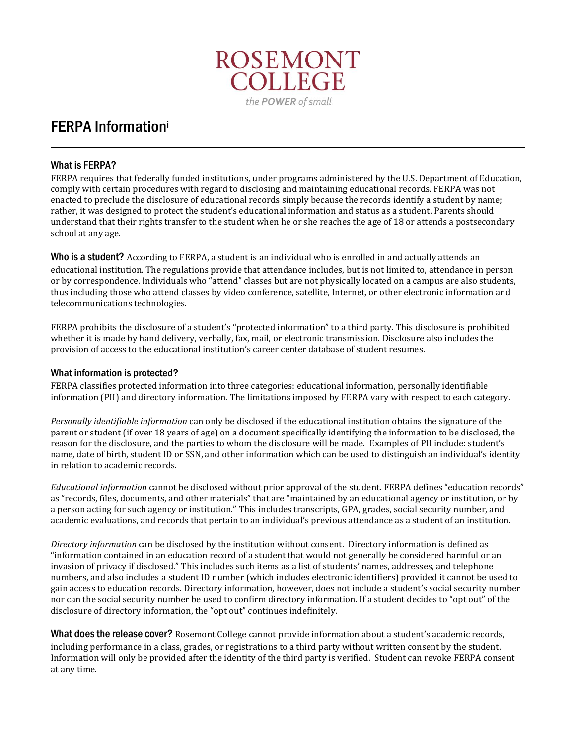ROSEMONT COLLEGE

*the POWER of small*

# FERPA Information[i]

## What is FERPA?

FERPA requires that federally funded institutions, under programs administered by the U.S. Department of Education, comply with certain procedures with regard to disclosing and maintaining educational records. FERPA was not enacted to preclude the disclosure of educational records simply because the records identify a student by name; rather, it was designed to protect the student's educational information and status as a student. Parents should understand that their rights transfer to the student when he or she reaches the age of 18 or attends a postsecondary school at any age.

**Who is a student?** According to FERPA, a student is an individual who is enrolled in and actually attends an educational institution. The regulations provide that attendance includes, but is not limited to, attendance in person or by correspondence. Individuals who "attend" classes but are not physically located on a campus are also students, thus including those who attend classes by video conference, satellite, Internet, or other electronic information and telecommunications technologies.

FERPA prohibits the disclosure of a student's "protected information" to a third party. This disclosure is prohibited whether it is made by hand delivery, verbally, fax, mail, or electronic transmission. Disclosure also includes the provision of access to the educational institution's career center database of student resumes.

## What information is protected?

FERPA classifies protected information into three categories: educational information, personally identifiable information (PII) and directory information. The limitations imposed by FERPA vary with respect to each category.

*Personally identifiable information* can only be disclosed if the educational institution obtains the signature of the parent or student (if over 18 years of age) on a document specifically identifying the information to be disclosed, the reason for the disclosure, and the parties to whom the disclosure will be made. Examples of PII include: student's name, date of birth, student ID or SSN, and other information which can be used to distinguish an individual's identity in relation to academic records.

*Educational information* cannot be disclosed without prior approval of the student. FERPA defines "education records" as "records, files, documents, and other materials" that are "maintained by an educational agency or institution, or by a person acting for such agency or institution." This includes transcripts, GPA, grades, social security number, and academic evaluations, and records that pertain to an individual's previous attendance as a student of an institution.

*Directory information* can be disclosed by the institution without consent. Directory information is defined as "information contained in an education record of a student that would not generally be considered harmful or an invasion of privacy if disclosed." This includes such items as a list of students' names, addresses, and telephone numbers, and also includes a student ID number (which includes electronic identifiers) provided it cannot be used to gain access to education records. Directory information, however, does not include a student's social security number nor can the social security number be used to confirm directory information. If a student decides to "opt out" of the disclosure of directory information, the "opt out" continues indefinitely.

**What does the release cover?** Rosemont College cannot provide information about a student's academic records, including performance in a class, grades, or registrations to a third party without written consent by the student. Information will only be provided after the identity of the third party is verified. Student can revoke FERPA consent at any time.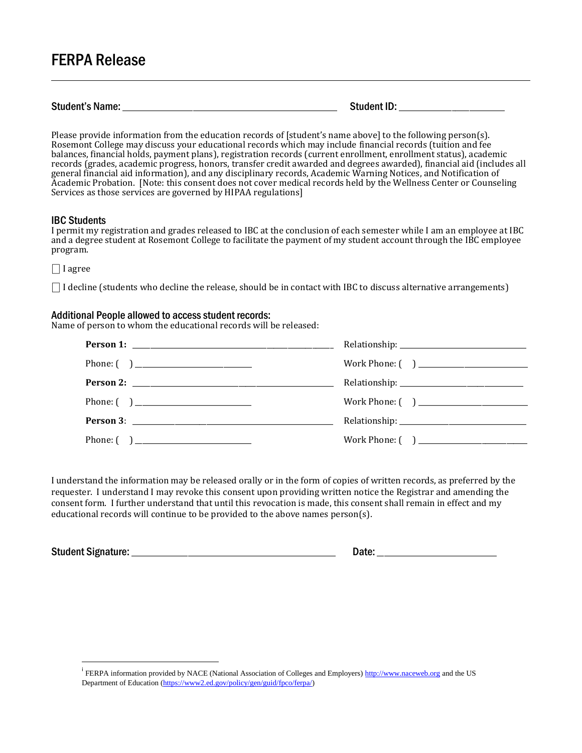# FERPA Release

**Student's Name:** ______________________________ **Student ID:** __________________

Please provide information from the education records of [student's name above] to the following person(s). Rosemont College may discuss your educational records which may include financial records (tuition and fee balances, financial holds, payment plans), registration records (current enrollment, enrollment status), academic records (grades, academic progress, honors, transfer credit awarded and degrees awarded), financial aid (includes all general financial aid information), and any disciplinary records, Academic Warning Notices, and Notification of Academic Probation. [Note: this consent does not cover medical records held by the Wellness Center or Counseling Services as those services are governed by HIPAA regulations]

## IBC Students

I permit my registration and grades released to IBC at the conclusion of each semester while I am an employee at IBC and a degree student at Rosemont College to facilitate the payment of my student account through the IBC employee program.

☐ I agree

☐ I decline (students who decline the release, should be in contact with IBC to discuss alternative arrangements)

## Additional People allowed to access student records:

Name of person to whom the educational records will be released:

**Person 1:** ______________________________ Relationship: ____________________

Phone: ( ) ____________________ Work Phone: ( ) ____________________

**Person 2:** ______________________________ Relationship: ____________________

Phone: ( ) ____________________ Work Phone: ( ) ____________________

**Person 3**: ______________________________ Relationship: ____________________

Phone: ( ) ____________________ Work Phone: ( ) ____________________

I understand the information may be released orally or in the form of copies of written records, as preferred by the requester. I understand I may revoke this consent upon providing written notice the Registrar and amending the consent form. I further understand that until this revocation is made, this consent shall remain in effect and my educational records will continue to be provided to the above names person(s).

**Student Signature:** ______________________________ **Date:** ____________________

[i] FERPA information provided by NACE (National Association of Colleges and Employers) http://www.naceweb.org and the US Department of Education (https://www2.ed.gov/policy/gen/guid/fpco/ferpa/)